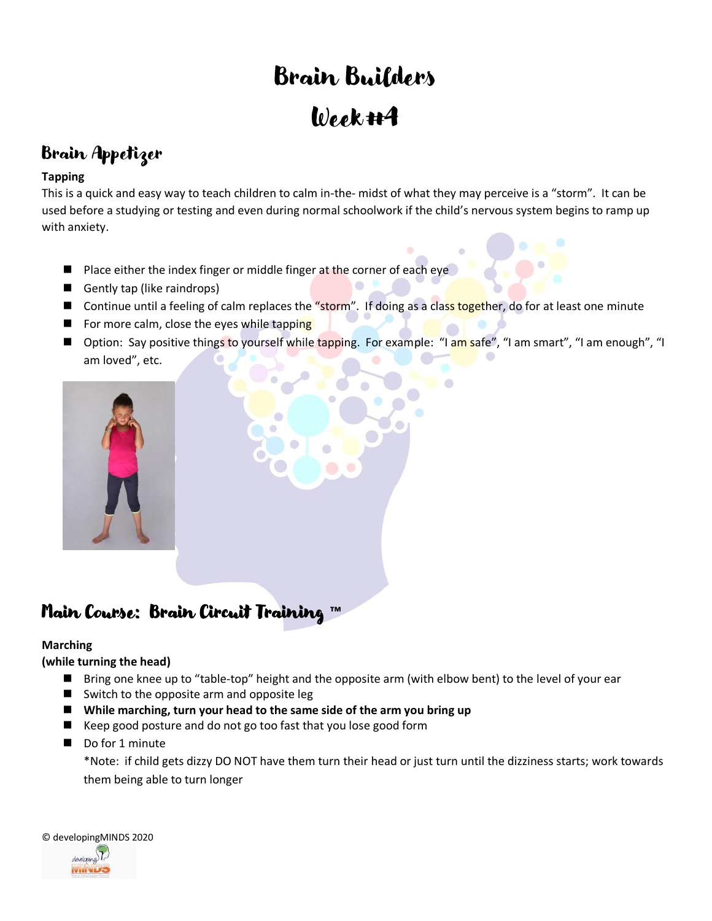# Brain Builders

# Week #4

## Brain Appetizer

**Tapping**

This is a quick and easy way to teach children to calm in-the- midst of what they may perceive is a "storm". It can be used before a studying or testing and even during normal schoolwork if the child's nervous system begins to ramp up with anxiety.

- Place either the index finger or middle finger at the corner of each eye
- Gently tap (like raindrops)
- Continue until a feeling of calm replaces the "storm". If doing as a class together, do for at least one minute
- For more calm, close the eyes while tapping
- Option: Say positive things to yourself while tapping. For example: "I am safe", "I am smart", "I am enough", "I am loved", etc.

## Main Course: Brain Circuit Training ™

**Marching**
**(while turning the head)**

- Bring one knee up to "table-top" height and the opposite arm (with elbow bent) to the level of your ear
- Switch to the opposite arm and opposite leg
- **While marching, turn your head to the same side of the arm you bring up**
- Keep good posture and do not go too fast that you lose good form
- Do for 1 minute

  *Note: if child gets dizzy DO NOT have them turn their head or just turn until the dizziness starts; work towards them being able to turn longer

© developingMINDS 2020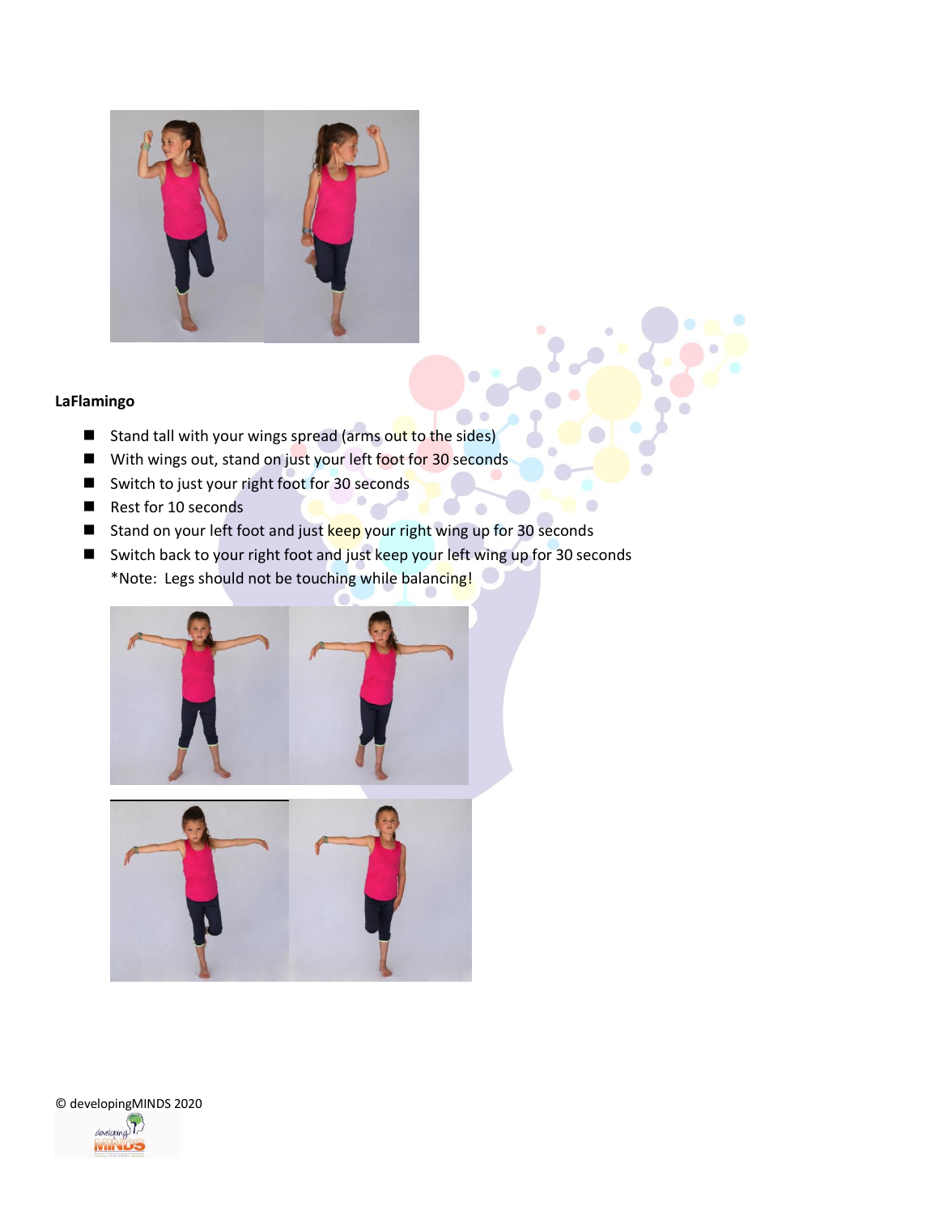**LaFlamingo**

- Stand tall with your wings spread (arms out to the sides)
- With wings out, stand on just your left foot for 30 seconds
- Switch to just your right foot for 30 seconds
- Rest for 10 seconds
- Stand on your left foot and just keep your right wing up for 30 seconds
- Switch back to your right foot and just keep your left wing up for 30 seconds

  *Note: Legs should not be touching while balancing!

© developingMINDS 2020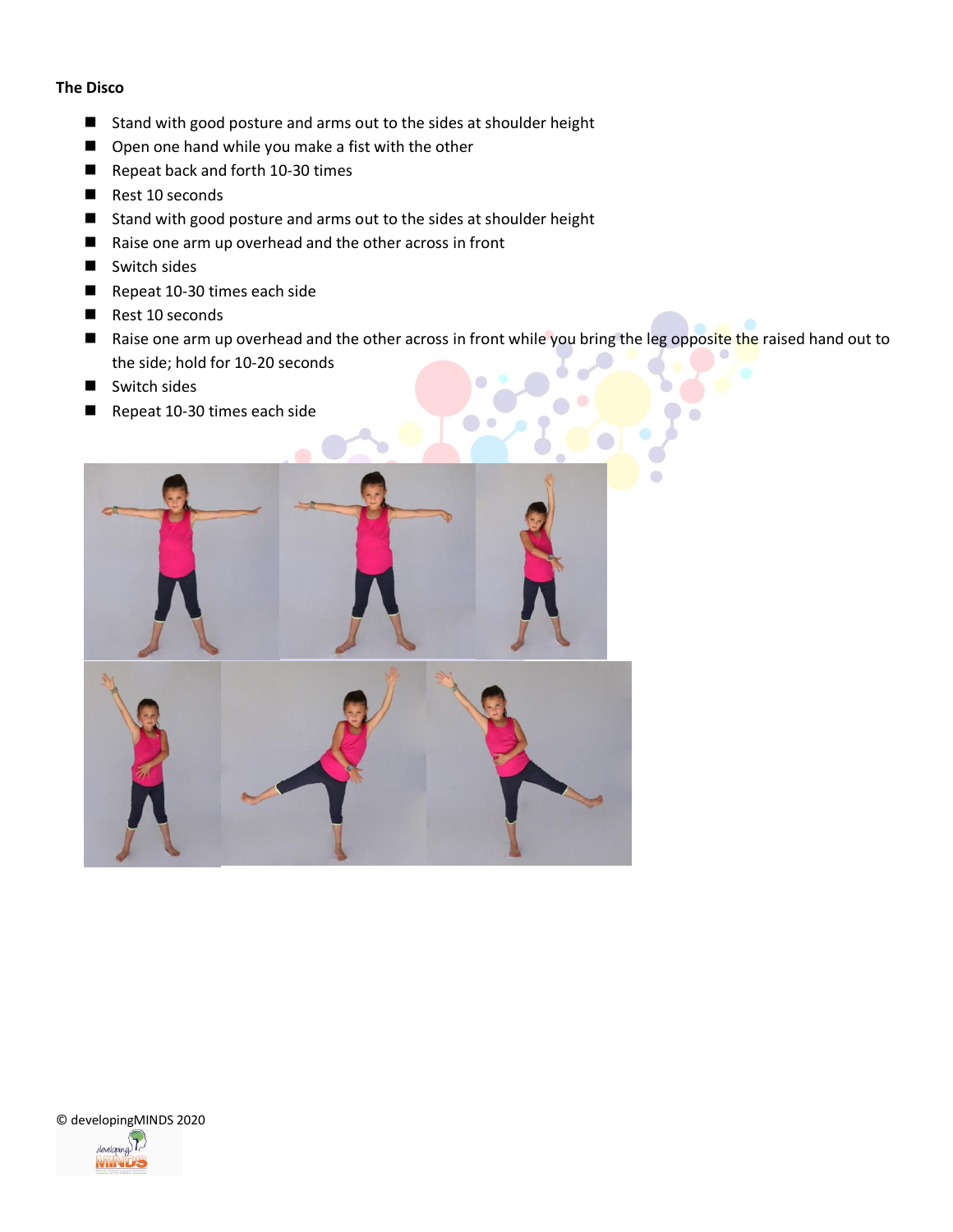**The Disco**

- Stand with good posture and arms out to the sides at shoulder height
- Open one hand while you make a fist with the other
- Repeat back and forth 10-30 times
- Rest 10 seconds
- Stand with good posture and arms out to the sides at shoulder height
- Raise one arm up overhead and the other across in front
- Switch sides
- Repeat 10-30 times each side
- Rest 10 seconds
- Raise one arm up overhead and the other across in front while you bring the leg opposite the raised hand out to the side; hold for 10-20 seconds
- Switch sides
- Repeat 10-30 times each side

© developingMINDS 2020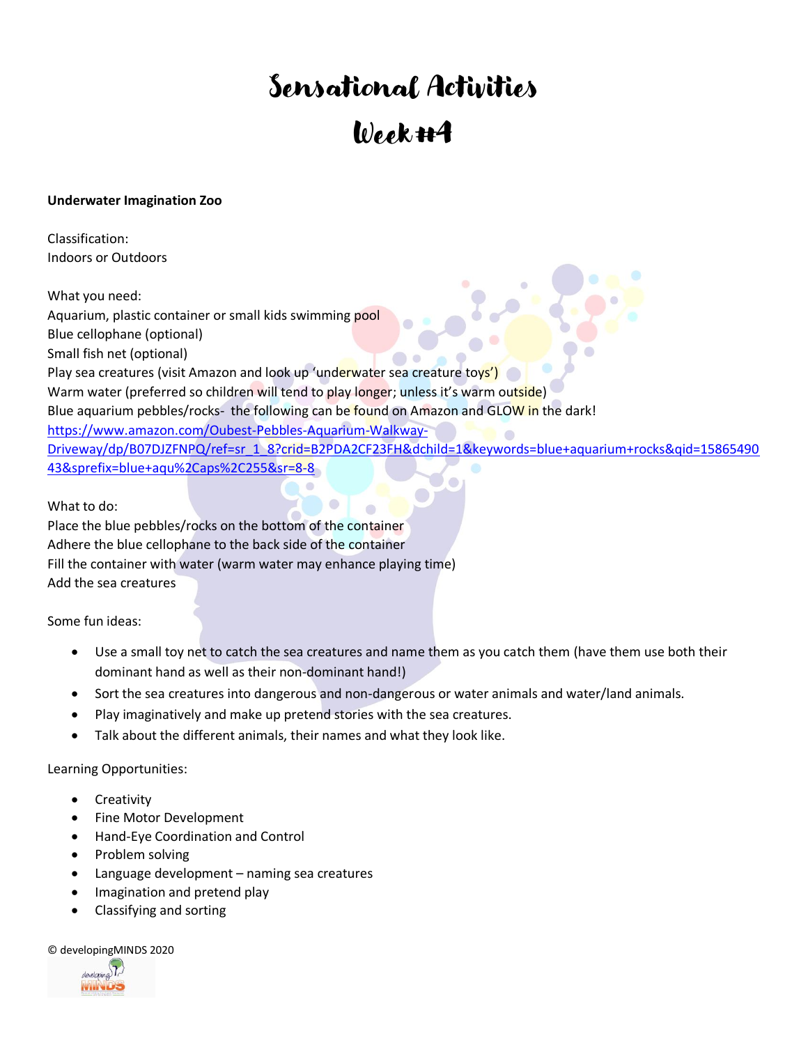# Sensational Activities

# Week #4

**Underwater Imagination Zoo**

Classification:
Indoors or Outdoors

What you need:
Aquarium, plastic container or small kids swimming pool
Blue cellophane (optional)
Small fish net (optional)
Play sea creatures (visit Amazon and look up 'underwater sea creature toys')
Warm water (preferred so children will tend to play longer; unless it's warm outside)
Blue aquarium pebbles/rocks- the following can be found on Amazon and GLOW in the dark!
https://www.amazon.com/Oubest-Pebbles-Aquarium-Walkway-Driveway/dp/B07DJZFNPQ/ref=sr_1_8?crid=B2PDA2CF23FH&dchild=1&keywords=blue+aquarium+rocks&qid=1586549043&sprefix=blue+aqu%2Caps%2C255&sr=8-8

What to do:
Place the blue pebbles/rocks on the bottom of the container
Adhere the blue cellophane to the back side of the container
Fill the container with water (warm water may enhance playing time)
Add the sea creatures

Some fun ideas:

- Use a small toy net to catch the sea creatures and name them as you catch them (have them use both their dominant hand as well as their non-dominant hand!)
- Sort the sea creatures into dangerous and non-dangerous or water animals and water/land animals.
- Play imaginatively and make up pretend stories with the sea creatures.
- Talk about the different animals, their names and what they look like.

Learning Opportunities:

- Creativity
- Fine Motor Development
- Hand-Eye Coordination and Control
- Problem solving
- Language development – naming sea creatures
- Imagination and pretend play
- Classifying and sorting

© developingMINDS 2020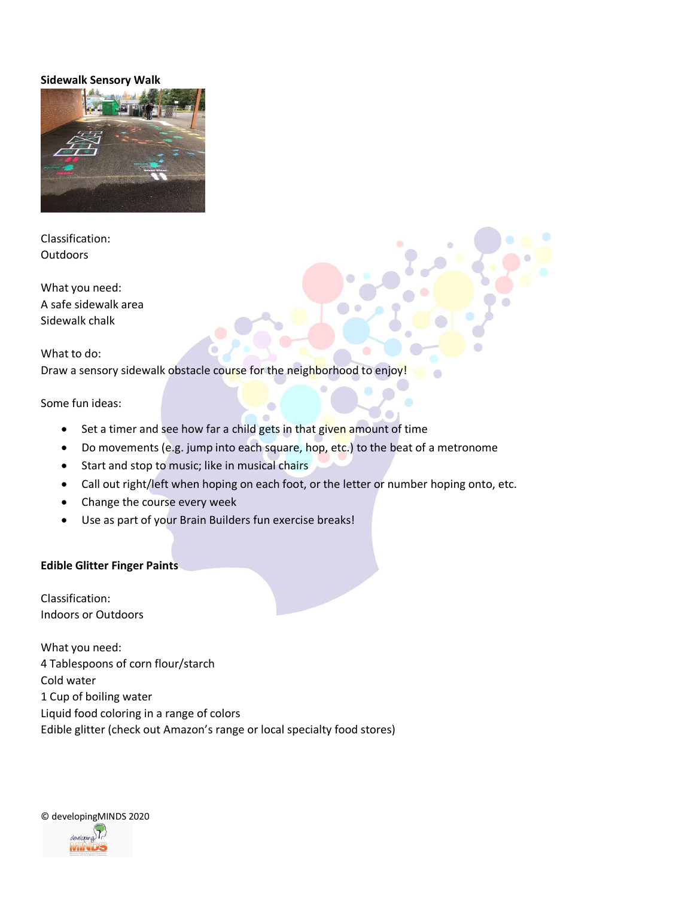**Sidewalk Sensory Walk**

Classification:
Outdoors

What you need:
A safe sidewalk area
Sidewalk chalk

What to do:
Draw a sensory sidewalk obstacle course for the neighborhood to enjoy!

Some fun ideas:

- Set a timer and see how far a child gets in that given amount of time
- Do movements (e.g. jump into each square, hop, etc.) to the beat of a metronome
- Start and stop to music; like in musical chairs
- Call out right/left when hoping on each foot, or the letter or number hoping onto, etc.
- Change the course every week
- Use as part of your Brain Builders fun exercise breaks!

**Edible Glitter Finger Paints**

Classification:
Indoors or Outdoors

What you need:
4 Tablespoons of corn flour/starch
Cold water
1 Cup of boiling water
Liquid food coloring in a range of colors
Edible glitter (check out Amazon's range or local specialty food stores)

© developingMINDS 2020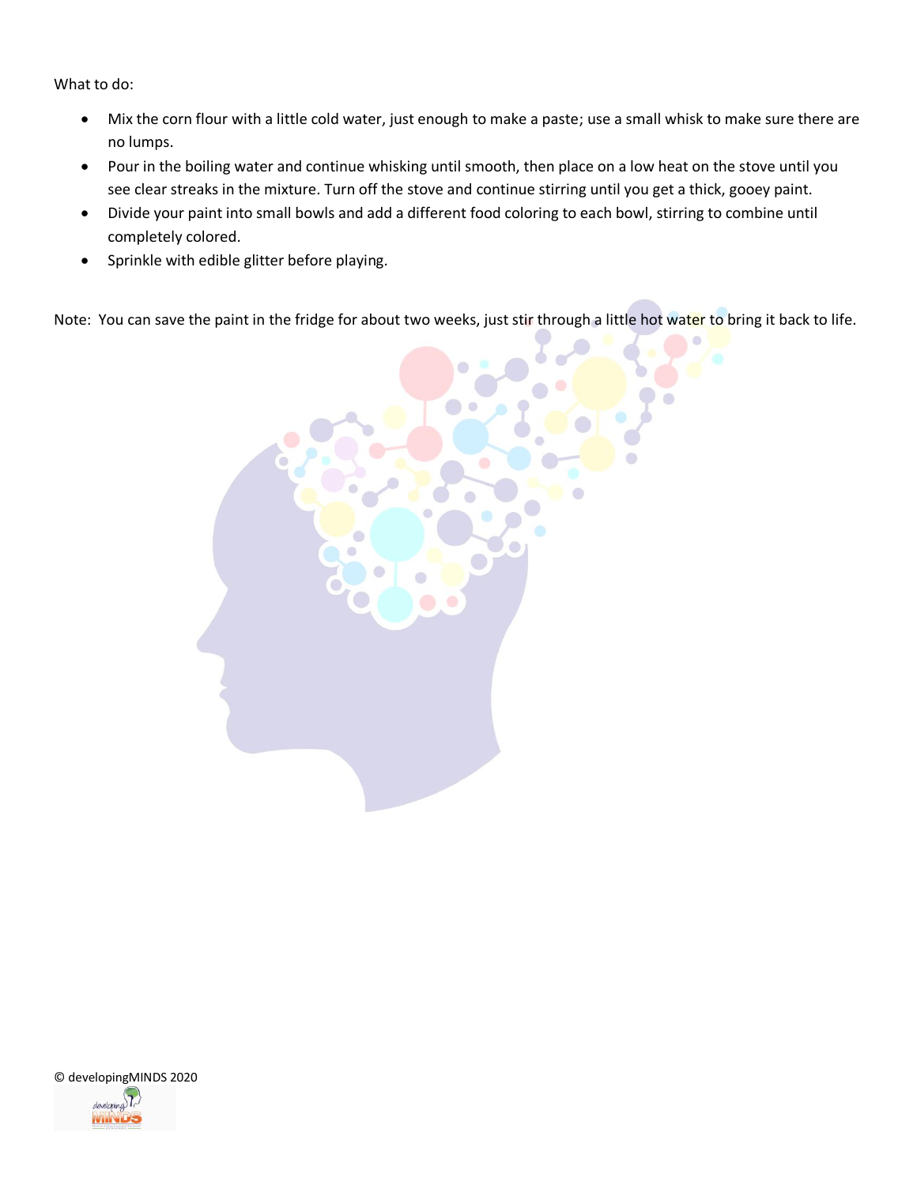What to do:

- Mix the corn flour with a little cold water, just enough to make a paste; use a small whisk to make sure there are no lumps.
- Pour in the boiling water and continue whisking until smooth, then place on a low heat on the stove until you see clear streaks in the mixture. Turn off the stove and continue stirring until you get a thick, gooey paint.
- Divide your paint into small bowls and add a different food coloring to each bowl, stirring to combine until completely colored.
- Sprinkle with edible glitter before playing.

Note: You can save the paint in the fridge for about two weeks, just stir through a little hot water to bring it back to life.

© developingMINDS 2020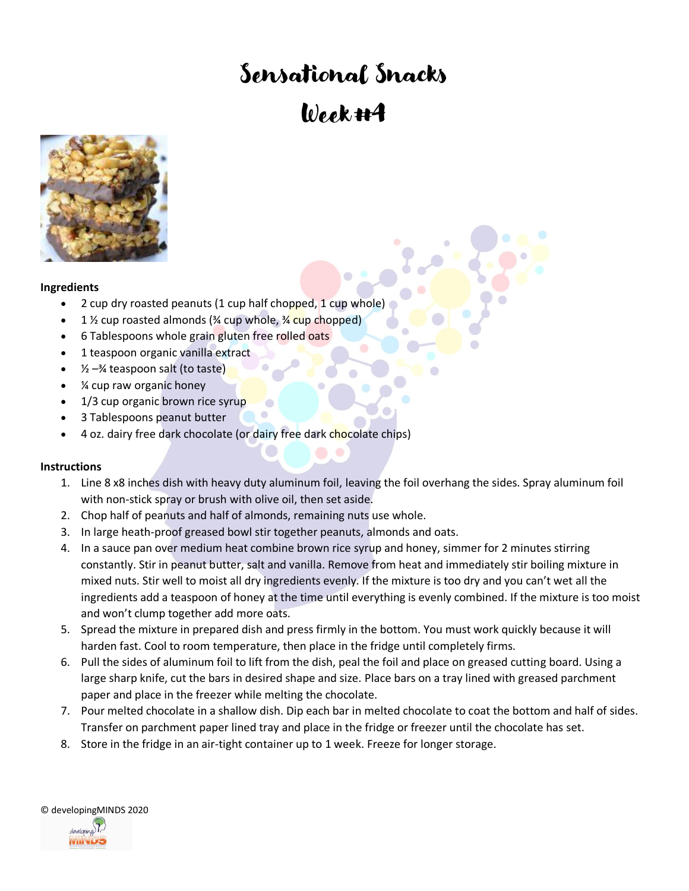# Sensational Snacks

# Week #4

**Ingredients**

- 2 cup dry roasted peanuts (1 cup half chopped, 1 cup whole)
- 1 ½ cup roasted almonds (¾ cup whole, ¾ cup chopped)
- 6 Tablespoons whole grain gluten free rolled oats
- 1 teaspoon organic vanilla extract
- ½ –¾ teaspoon salt (to taste)
- ¼ cup raw organic honey
- 1/3 cup organic brown rice syrup
- 3 Tablespoons peanut butter
- 4 oz. dairy free dark chocolate (or dairy free dark chocolate chips)

**Instructions**

1. Line 8 x8 inches dish with heavy duty aluminum foil, leaving the foil overhang the sides. Spray aluminum foil with non-stick spray or brush with olive oil, then set aside.
2. Chop half of peanuts and half of almonds, remaining nuts use whole.
3. In large heath-proof greased bowl stir together peanuts, almonds and oats.
4. In a sauce pan over medium heat combine brown rice syrup and honey, simmer for 2 minutes stirring constantly. Stir in peanut butter, salt and vanilla. Remove from heat and immediately stir boiling mixture in mixed nuts. Stir well to moist all dry ingredients evenly. If the mixture is too dry and you can't wet all the ingredients add a teaspoon of honey at the time until everything is evenly combined. If the mixture is too moist and won't clump together add more oats.
5. Spread the mixture in prepared dish and press firmly in the bottom. You must work quickly because it will harden fast. Cool to room temperature, then place in the fridge until completely firms.
6. Pull the sides of aluminum foil to lift from the dish, peal the foil and place on greased cutting board. Using a large sharp knife, cut the bars in desired shape and size. Place bars on a tray lined with greased parchment paper and place in the freezer while melting the chocolate.
7. Pour melted chocolate in a shallow dish. Dip each bar in melted chocolate to coat the bottom and half of sides. Transfer on parchment paper lined tray and place in the fridge or freezer until the chocolate has set.
8. Store in the fridge in an air-tight container up to 1 week. Freeze for longer storage.

© developingMINDS 2020